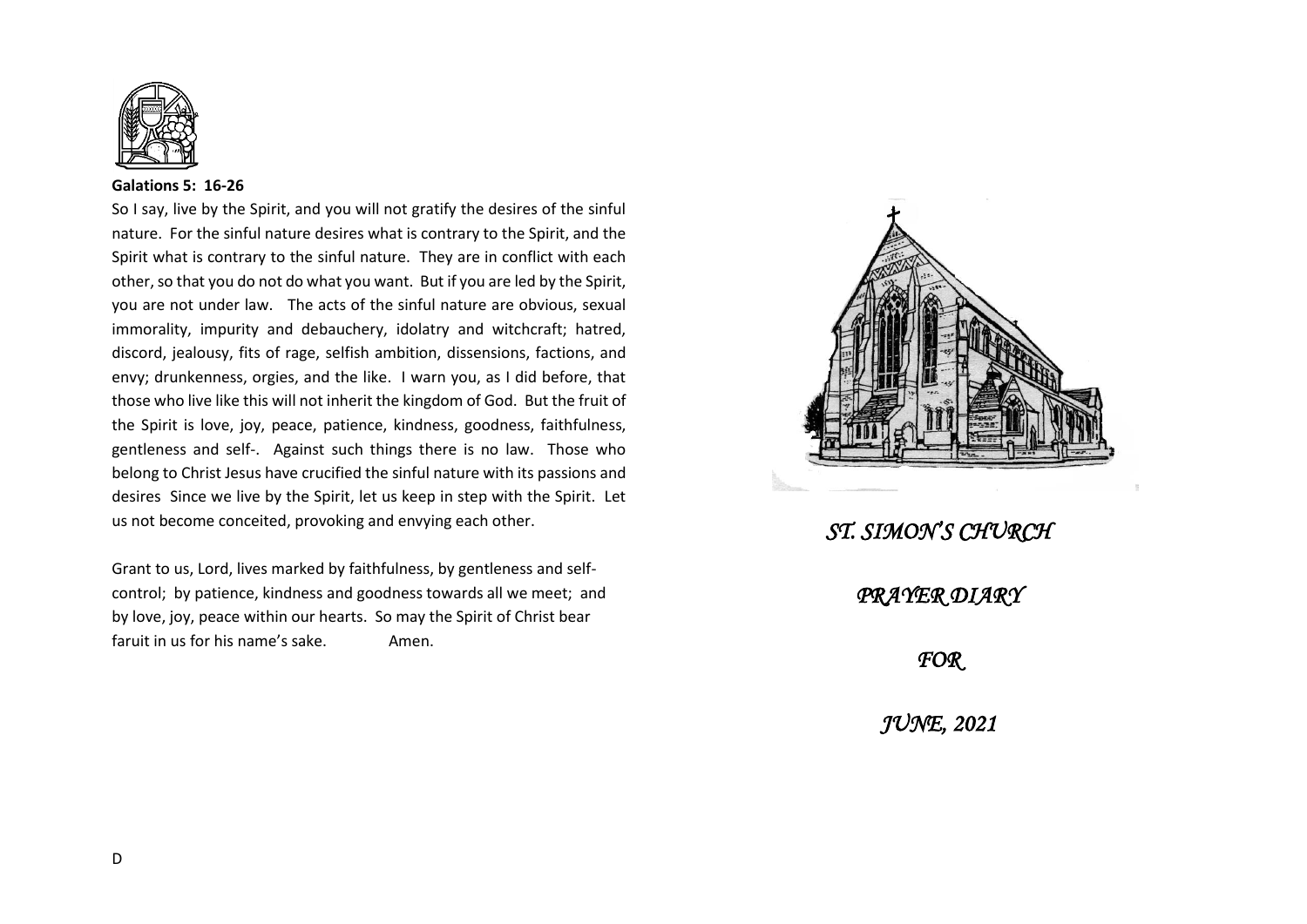**Galations 5: 16-26**

So I say, live by the Spirit, and you will not gratify the desires of the sinful nature. For the sinful nature desires what is contrary to the Spirit, and the Spirit what is contrary to the sinful nature. They are in conflict with each other, so that you do not do what you want. But if you are led by the Spirit, you are not under law. The acts of the sinful nature are obvious, sexual immorality, impurity and debauchery, idolatry and witchcraft; hatred, discord, jealousy, fits of rage, selfish ambition, dissensions, factions, and envy; drunkenness, orgies, and the like. I warn you, as I did before, that those who live like this will not inherit the kingdom of God. But the fruit of the Spirit is love, joy, peace, patience, kindness, goodness, faithfulness, gentleness and self-. Against such things there is no law. Those who belong to Christ Jesus have crucified the sinful nature with its passions and desires Since we live by the Spirit, let us keep in step with the Spirit. Let us not become conceited, provoking and envying each other.

Grant to us, Lord, lives marked by faithfulness, by gentleness and self-control; by patience, kindness and goodness towards all we meet; and by love, joy, peace within our hearts. So may the Spirit of Christ bear faruit in us for his name's sake. Amen.

D

# *ST. SIMON'S CHURCH*

## *PRAYER DIARY*

## *FOR*

## *JUNE, 2021*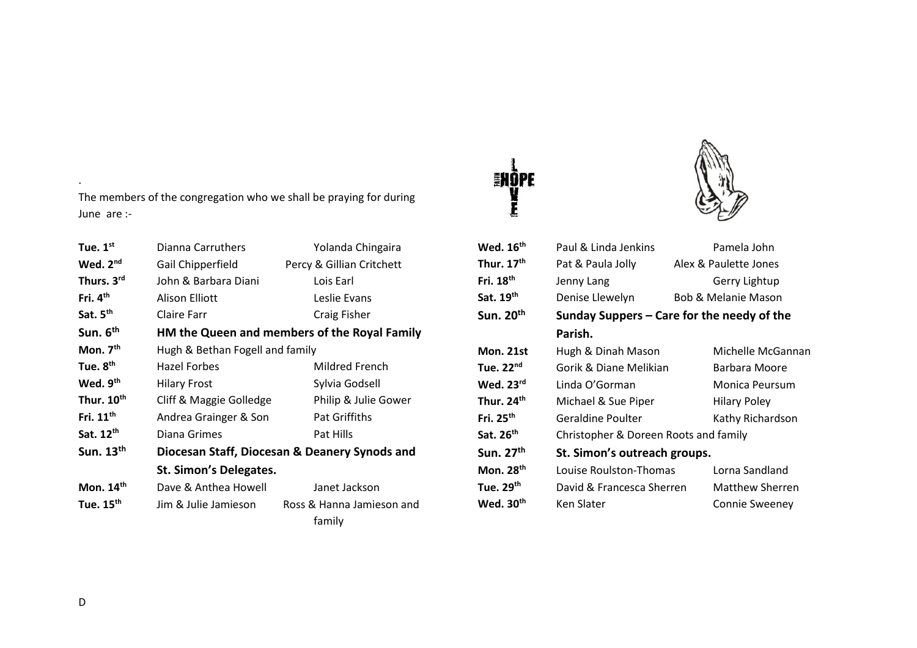.

The members of the congregation who we shall be praying for during June are :-

| | | |
|---|---|---|
| **Tue. 1st** | Dianna Carruthers | Yolanda Chingaira |
| **Wed. 2nd** | Gail Chipperfield | Percy & Gillian Critchett |
| **Thurs. 3rd** | John & Barbara Diani | Lois Earl |
| **Fri. 4th** | Alison Elliott | Leslie Evans |
| **Sat. 5th** | Claire Farr | Craig Fisher |
| **Sun. 6th** | **HM the Queen and members of the Royal Family** | |
| **Mon. 7th** | Hugh & Bethan Fogell and family | |
| **Tue. 8th** | Hazel Forbes | Mildred French |
| **Wed. 9th** | Hilary Frost | Sylvia Godsell |
| **Thur. 10th** | Cliff & Maggie Golledge | Philip & Julie Gower |
| **Fri. 11th** | Andrea Grainger & Son | Pat Griffiths |
| **Sat. 12th** | Diana Grimes | Pat Hills |
| **Sun. 13th** | **Diocesan Staff, Diocesan & Deanery Synods and St. Simon's Delegates.** | |
| **Mon. 14th** | Dave & Anthea Howell | Janet Jackson |
| **Tue. 15th** | Jim & Julie Jamieson | Ross & Hanna Jamieson and family |
| **Wed. 16th** | Paul & Linda Jenkins | Pamela John |
| **Thur. 17th** | Pat & Paula Jolly | Alex & Paulette Jones |
| **Fri. 18th** | Jenny Lang | Gerry Lightup |
| **Sat. 19th** | Denise Llewelyn | Bob & Melanie Mason |
| **Sun. 20th** | **Sunday Suppers – Care for the needy of the Parish.** | |
| **Mon. 21st** | Hugh & Dinah Mason | Michelle McGannan |
| **Tue. 22nd** | Gorik & Diane Melikian | Barbara Moore |
| **Wed. 23rd** | Linda O'Gorman | Monica Peursum |
| **Thur. 24th** | Michael & Sue Piper | Hilary Poley |
| **Fri. 25th** | Geraldine Poulter | Kathy Richardson |
| **Sat. 26th** | Christopher & Doreen Roots and family | |
| **Sun. 27th** | **St. Simon's outreach groups.** | |
| **Mon. 28th** | Louise Roulston-Thomas | Lorna Sandland |
| **Tue. 29th** | David & Francesca Sherren | Matthew Sherren |
| **Wed. 30th** | Ken Slater | Connie Sweeney |

D